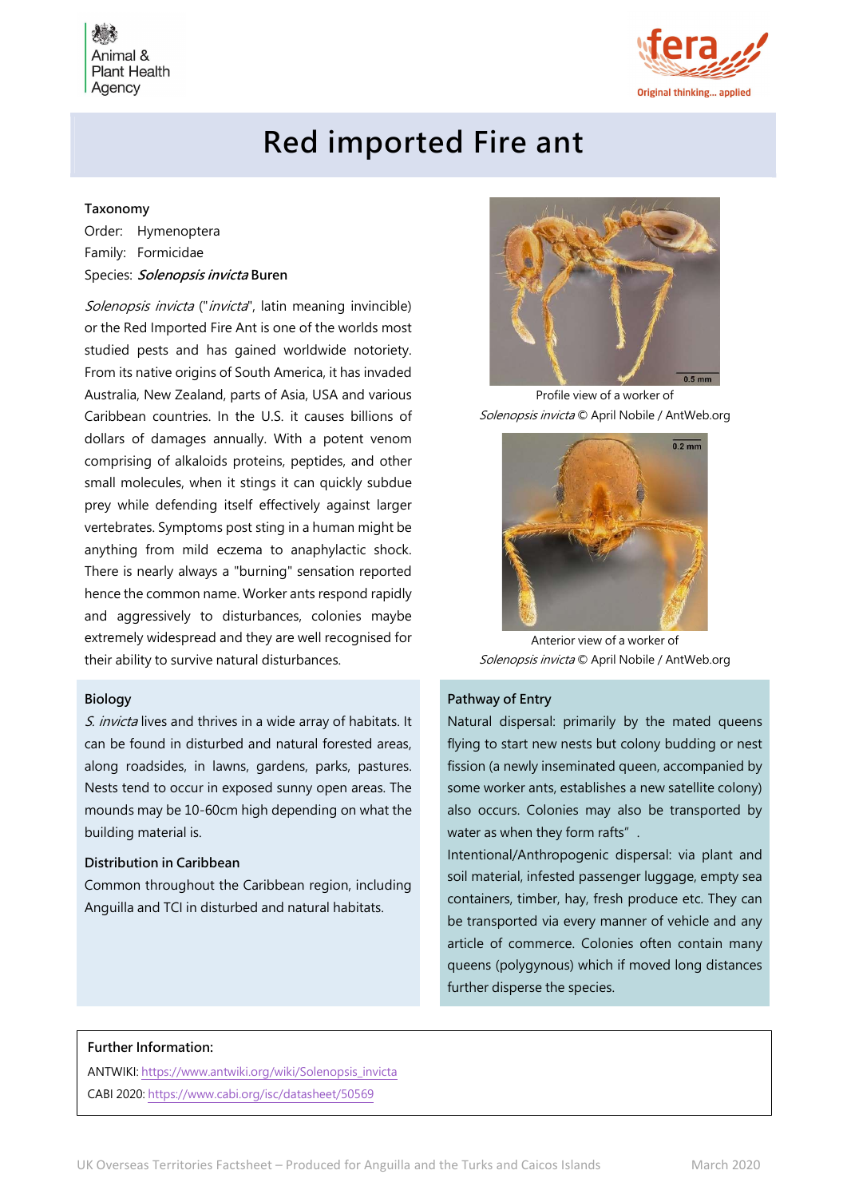# Red imported Fire ant

**Taxonomy**

Order: Hymenoptera
Family: Formicidae
Species: ***Solenopsis invicta*** **Buren**

*Solenopsis invicta* ("*invicta*", latin meaning invincible) or the Red Imported Fire Ant is one of the worlds most studied pests and has gained worldwide notoriety. From its native origins of South America, it has invaded Australia, New Zealand, parts of Asia, USA and various Caribbean countries. In the U.S. it causes billions of dollars of damages annually. With a potent venom comprising of alkaloids proteins, peptides, and other small molecules, when it stings it can quickly subdue prey while defending itself effectively against larger vertebrates. Symptoms post sting in a human might be anything from mild eczema to anaphylactic shock. There is nearly always a "burning" sensation reported hence the common name. Worker ants respond rapidly and aggressively to disturbances, colonies maybe extremely widespread and they are well recognised for their ability to survive natural disturbances.

Profile view of a worker of *Solenopsis invicta* © April Nobile / AntWeb.org

Anterior view of a worker of *Solenopsis invicta* © April Nobile / AntWeb.org

**Biology**

*S. invicta* lives and thrives in a wide array of habitats. It can be found in disturbed and natural forested areas, along roadsides, in lawns, gardens, parks, pastures. Nests tend to occur in exposed sunny open areas. The mounds may be 10-60cm high depending on what the building material is.

**Distribution in Caribbean**

Common throughout the Caribbean region, including Anguilla and TCI in disturbed and natural habitats.

**Pathway of Entry**

Natural dispersal: primarily by the mated queens flying to start new nests but colony budding or nest fission (a newly inseminated queen, accompanied by some worker ants, establishes a new satellite colony) also occurs. Colonies may also be transported by water as when they form rafts" .

Intentional/Anthropogenic dispersal: via plant and soil material, infested passenger luggage, empty sea containers, timber, hay, fresh produce etc. They can be transported via every manner of vehicle and any article of commerce. Colonies often contain many queens (polygynous) which if moved long distances further disperse the species.

**Further Information:**

ANTWIKI: https://www.antwiki.org/wiki/Solenopsis_invicta
CABI 2020: https://www.cabi.org/isc/datasheet/50569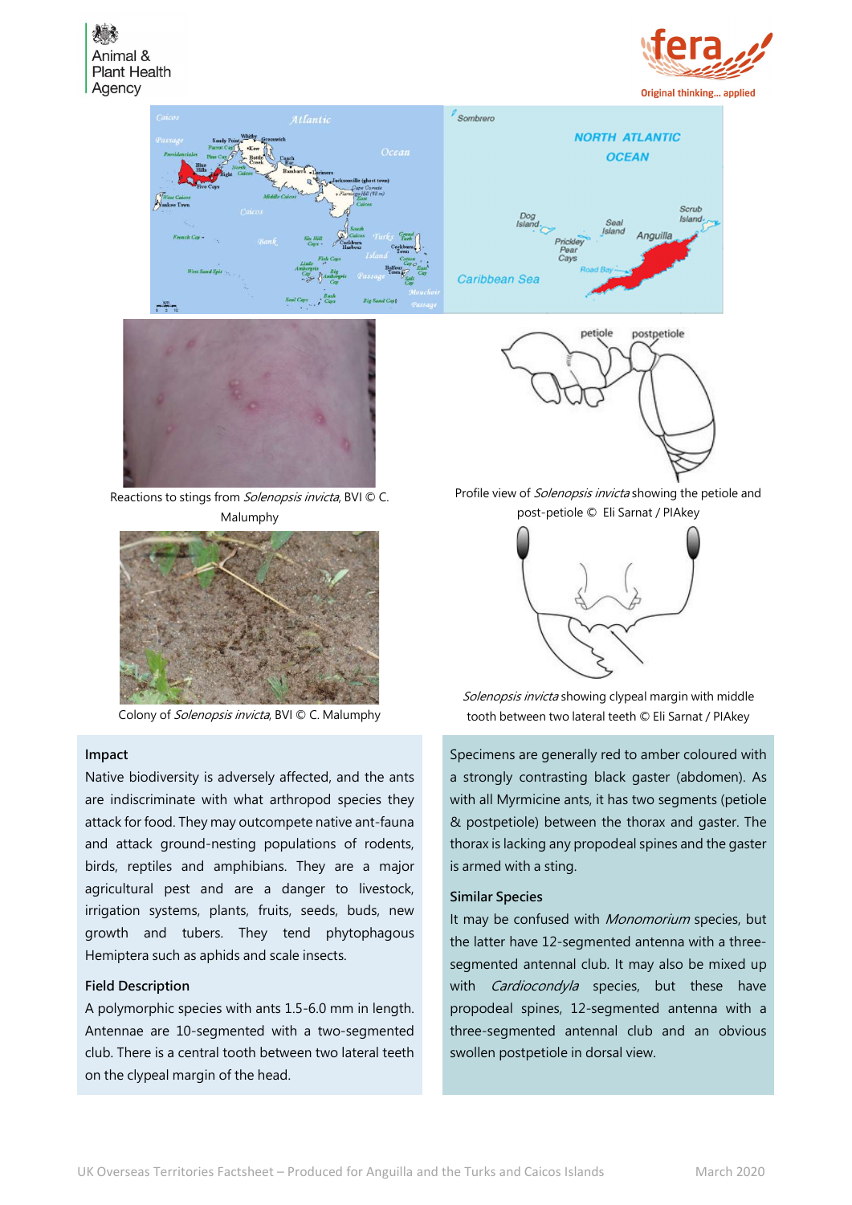Reactions to stings from *Solenopsis invicta*, BVI © C. Malumphy

Profile view of *Solenopsis invicta* showing the petiole and post-petiole © Eli Sarnat / PIAkey

Colony of *Solenopsis invicta*, BVI © C. Malumphy

*Solenopsis invicta* showing clypeal margin with middle tooth between two lateral teeth © Eli Sarnat / PIAkey

**Impact**

Native biodiversity is adversely affected, and the ants are indiscriminate with what arthropod species they attack for food. They may outcompete native ant-fauna and attack ground-nesting populations of rodents, birds, reptiles and amphibians. They are a major agricultural pest and are a danger to livestock, irrigation systems, plants, fruits, seeds, buds, new growth and tubers. They tend phytophagous Hemiptera such as aphids and scale insects.

**Field Description**

A polymorphic species with ants 1.5-6.0 mm in length. Antennae are 10-segmented with a two-segmented club. There is a central tooth between two lateral teeth on the clypeal margin of the head.

Specimens are generally red to amber coloured with a strongly contrasting black gaster (abdomen). As with all Myrmicine ants, it has two segments (petiole & postpetiole) between the thorax and gaster. The thorax is lacking any propodeal spines and the gaster is armed with a sting.

**Similar Species**

It may be confused with *Monomorium* species, but the latter have 12-segmented antenna with a three-segmented antennal club. It may also be mixed up with *Cardiocondyla* species, but these have propodeal spines, 12-segmented antenna with a three-segmented antennal club and an obvious swollen postpetiole in dorsal view.

UK Overseas Territories Factsheet – Produced for Anguilla and the Turks and Caicos Islands March 2020